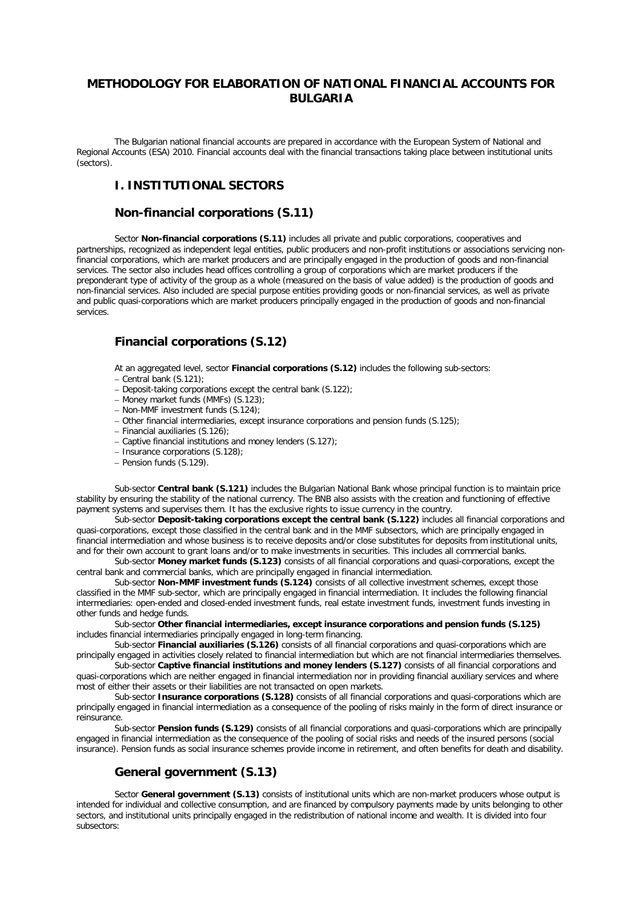# METHODOLOGY FOR ELABORATION OF NATIONAL FINANCIAL ACCOUNTS FOR BULGARIA

The Bulgarian national financial accounts are prepared in accordance with the European System of National and Regional Accounts (ESA) 2010. Financial accounts deal with the financial transactions taking place between institutional units (sectors).

## I. INSTITUTIONAL SECTORS

### Non-financial corporations (S.11)

Sector **Non-financial corporations (S.11)** includes all private and public corporations, cooperatives and partnerships, recognized as independent legal entities, public producers and non-profit institutions or associations servicing non-financial corporations, which are market producers and are principally engaged in the production of goods and non-financial services. The sector also includes head offices controlling a group of corporations which are market producers if the preponderant type of activity of the group as a whole (measured on the basis of value added) is the production of goods and non-financial services. Also included are special purpose entities providing goods or non-financial services, as well as private and public quasi-corporations which are market producers principally engaged in the production of goods and non-financial services.

### Financial corporations (S.12)

At an aggregated level, sector **Financial corporations (S.12)** includes the following sub-sectors:

- Central bank (S.121);
- Deposit-taking corporations except the central bank (S.122);
- Money market funds (MMFs) (S.123);
- Non-MMF investment funds (S.124);
- Other financial intermediaries, except insurance corporations and pension funds (S.125);
- Financial auxiliaries (S.126);
- Captive financial institutions and money lenders (S.127);
- Insurance corporations (S.128);
- Pension funds (S.129).

Sub-sector **Central bank (S.121)** includes the Bulgarian National Bank whose principal function is to maintain price stability by ensuring the stability of the national currency. The BNB also assists with the creation and functioning of effective payment systems and supervises them. It has the exclusive rights to issue currency in the country.

Sub-sector **Deposit-taking corporations except the central bank (S.122)** includes all financial corporations and quasi-corporations, except those classified in the central bank and in the MMF subsectors, which are principally engaged in financial intermediation and whose business is to receive deposits and/or close substitutes for deposits from institutional units, and for their own account to grant loans and/or to make investments in securities. This includes all commercial banks.

Sub-sector **Money market funds (S.123)** consists of all financial corporations and quasi-corporations, except the central bank and commercial banks, which are principally engaged in financial intermediation.

Sub-sector **Non-MMF investment funds (S.124)** consists of all collective investment schemes, except those classified in the MMF sub-sector, which are principally engaged in financial intermediation. It includes the following financial intermediaries: open-ended and closed-ended investment funds, real estate investment funds, investment funds investing in other funds and hedge funds.

Sub-sector **Other financial intermediaries, except insurance corporations and pension funds (S.125)** includes financial intermediaries principally engaged in long-term financing.

Sub-sector **Financial auxiliaries (S.126)** consists of all financial corporations and quasi-corporations which are principally engaged in activities closely related to financial intermediation but which are not financial intermediaries themselves.

Sub-sector **Captive financial institutions and money lenders (S.127)** consists of all financial corporations and quasi-corporations which are neither engaged in financial intermediation nor in providing financial auxiliary services and where most of either their assets or their liabilities are not transacted on open markets.

Sub-sector **Insurance corporations (S.128)** consists of all financial corporations and quasi-corporations which are principally engaged in financial intermediation as a consequence of the pooling of risks mainly in the form of direct insurance or reinsurance.

Sub-sector **Pension funds (S.129)** consists of all financial corporations and quasi-corporations which are principally engaged in financial intermediation as the consequence of the pooling of social risks and needs of the insured persons (social insurance). Pension funds as social insurance schemes provide income in retirement, and often benefits for death and disability.

### General government (S.13)

Sector **General government (S.13)** consists of institutional units which are non-market producers whose output is intended for individual and collective consumption, and are financed by compulsory payments made by units belonging to other sectors, and institutional units principally engaged in the redistribution of national income and wealth. It is divided into four subsectors: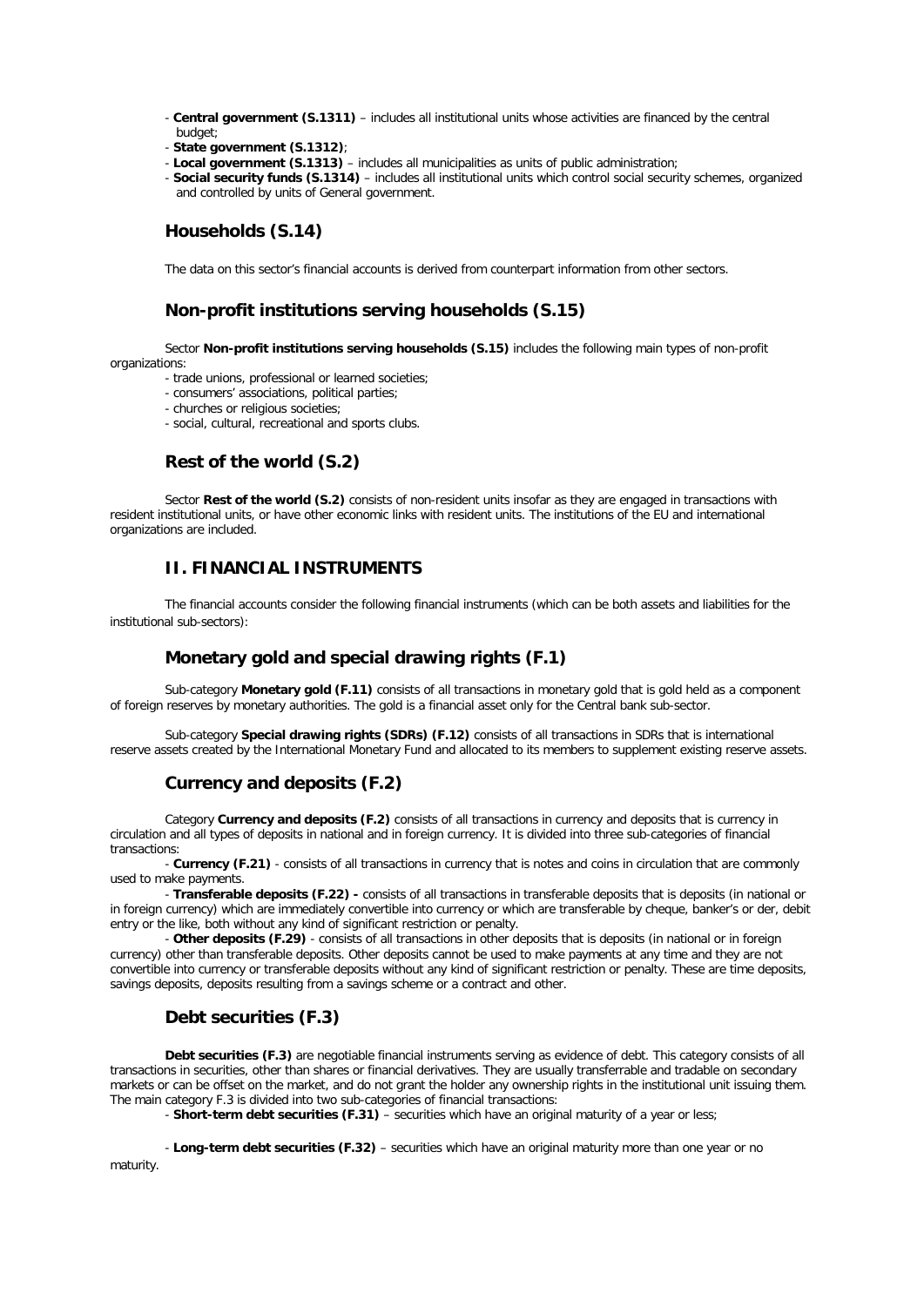- **Central government (S.1311)** – includes all institutional units whose activities are financed by the central budget;
- **State government (S.1312)**;
- **Local government (S.1313)** – includes all municipalities as units of public administration;
- **Social security funds (S.1314)** – includes all institutional units which control social security schemes, organized and controlled by units of General government.

## Households (S.14)

The data on this sector's financial accounts is derived from counterpart information from other sectors.

## Non-profit institutions serving households (S.15)

Sector **Non-profit institutions serving households (S.15)** includes the following main types of non-profit organizations:

- trade unions, professional or learned societies;
- consumers' associations, political parties;
- churches or religious societies;
- social, cultural, recreational and sports clubs.

## Rest of the world (S.2)

Sector **Rest of the world (S.2)** consists of non-resident units insofar as they are engaged in transactions with resident institutional units, or have other economic links with resident units. The institutions of the EU and international organizations are included.

# II. FINANCIAL INSTRUMENTS

The financial accounts consider the following financial instruments (which can be both assets and liabilities for the institutional sub-sectors):

## Monetary gold and special drawing rights (F.1)

Sub-category **Monetary gold (F.11)** consists of all transactions in monetary gold that is gold held as a component of foreign reserves by monetary authorities. The gold is a financial asset only for the Central bank sub-sector.

Sub-category **Special drawing rights (SDRs) (F.12)** consists of all transactions in SDRs that is international reserve assets created by the International Monetary Fund and allocated to its members to supplement existing reserve assets.

## Currency and deposits (F.2)

Category **Currency and deposits (F.2)** consists of all transactions in currency and deposits that is currency in circulation and all types of deposits in national and in foreign currency. It is divided into three sub-categories of financial transactions:

- **Currency (F.21)** - consists of all transactions in currency that is notes and coins in circulation that are commonly used to make payments.

- **Transferable deposits (F.22) -** consists of all transactions in transferable deposits that is deposits (in national or in foreign currency) which are immediately convertible into currency or which are transferable by cheque, banker's or der, debit entry or the like, both without any kind of significant restriction or penalty.

- **Other deposits (F.29)** - consists of all transactions in other deposits that is deposits (in national or in foreign currency) other than transferable deposits. Other deposits cannot be used to make payments at any time and they are not convertible into currency or transferable deposits without any kind of significant restriction or penalty. These are time deposits, savings deposits, deposits resulting from a savings scheme or a contract and other.

## Debt securities (F.3)

**Debt securities (F.3)** are negotiable financial instruments serving as evidence of debt. This category consists of all transactions in securities, other than shares or financial derivatives. They are usually transferrable and tradable on secondary markets or can be offset on the market, and do not grant the holder any ownership rights in the institutional unit issuing them. The main category F.3 is divided into two sub-categories of financial transactions:

- **Short-term debt securities (F.31)** – securities which have an original maturity of a year or less;

- **Long-term debt securities (F.32)** – securities which have an original maturity more than one year or no maturity.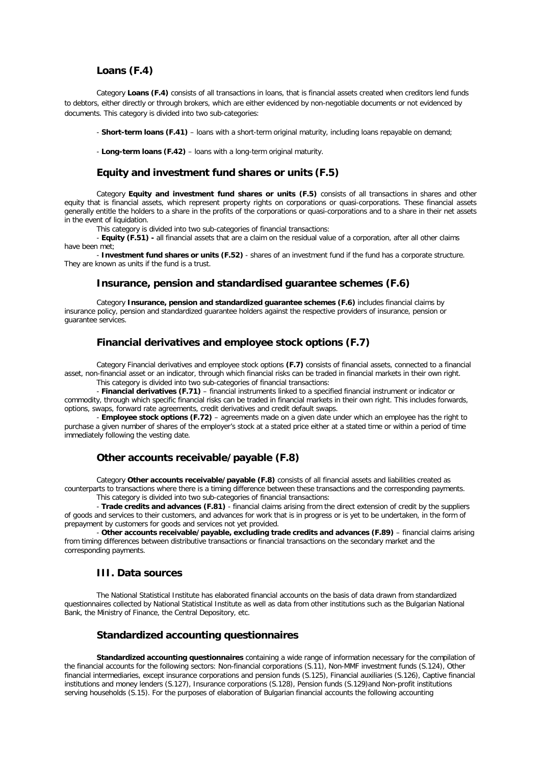## Loans (F.4)

Category **Loans (F.4)** consists of all transactions in loans, that is financial assets created when creditors lend funds to debtors, either directly or through brokers, which are either evidenced by non-negotiable documents or not evidenced by documents. This category is divided into two sub-categories:

- **Short-term loans (F.41)** – loans with a short-term original maturity, including loans repayable on demand;

- **Long-term loans (F.42)** – loans with a long-term original maturity.

## Equity and investment fund shares or units (F.5)

Category **Equity and investment fund shares or units (F.5)** consists of all transactions in shares and other equity that is financial assets, which represent property rights on corporations or quasi-corporations. These financial assets generally entitle the holders to a share in the profits of the corporations or quasi-corporations and to a share in their net assets in the event of liquidation.

This category is divided into two sub-categories of financial transactions:

- **Equity (F.51) -** all financial assets that are a claim on the residual value of a corporation, after all other claims have been met;

- **Investment fund shares or units (F.52)** - shares of an investment fund if the fund has a corporate structure. They are known as units if the fund is a trust.

## Insurance, pension and standardised guarantee schemes (F.6)

Category **Insurance, pension and standardized guarantee schemes (F.6)** includes financial claims by insurance policy, pension and standardized guarantee holders against the respective providers of insurance, pension or guarantee services.

## Financial derivatives and employee stock options (F.7)

Category Financial derivatives and employee stock options **(F.7)** consists of financial assets, connected to a financial asset, non-financial asset or an indicator, through which financial risks can be traded in financial markets in their own right.

This category is divided into two sub-categories of financial transactions:

- **Financial derivatives (F.71)** – financial instruments linked to a specified financial instrument or indicator or commodity, through which specific financial risks can be traded in financial markets in their own right. This includes forwards, options, swaps, forward rate agreements, credit derivatives and credit default swaps.

- **Employee stock options (F.72)** – agreements made on a given date under which an employee has the right to purchase a given number of shares of the employer's stock at a stated price either at a stated time or within a period of time immediately following the vesting date.

## Other accounts receivable/payable (F.8)

Category **Other accounts receivable/payable (F.8)** consists of all financial assets and liabilities created as counterparts to transactions where there is a timing difference between these transactions and the corresponding payments.

This category is divided into two sub-categories of financial transactions:

- **Trade credits and advances (F.81)** - financial claims arising from the direct extension of credit by the suppliers of goods and services to their customers, and advances for work that is in progress or is yet to be undertaken, in the form of prepayment by customers for goods and services not yet provided.

- **Other accounts receivable/payable, excluding trade credits and advances (F.89)** – financial claims arising from timing differences between distributive transactions or financial transactions on the secondary market and the corresponding payments.

## III. Data sources

The National Statistical Institute has elaborated financial accounts on the basis of data drawn from standardized questionnaires collected by National Statistical Institute as well as data from other institutions such as the Bulgarian National Bank, the Ministry of Finance, the Central Depository, etc.

## Standardized accounting questionnaires

**Standardized accounting questionnaires** containing a wide range of information necessary for the compilation of the financial accounts for the following sectors: Non-financial corporations (S.11), Non-MMF investment funds (S.124), Other financial intermediaries, except insurance corporations and pension funds (S.125), Financial auxiliaries (S.126), Captive financial institutions and money lenders (S.127), Insurance corporations (S.128), Pension funds (S.129)and Non-profit institutions serving households (S.15). For the purposes of elaboration of Bulgarian financial accounts the following accounting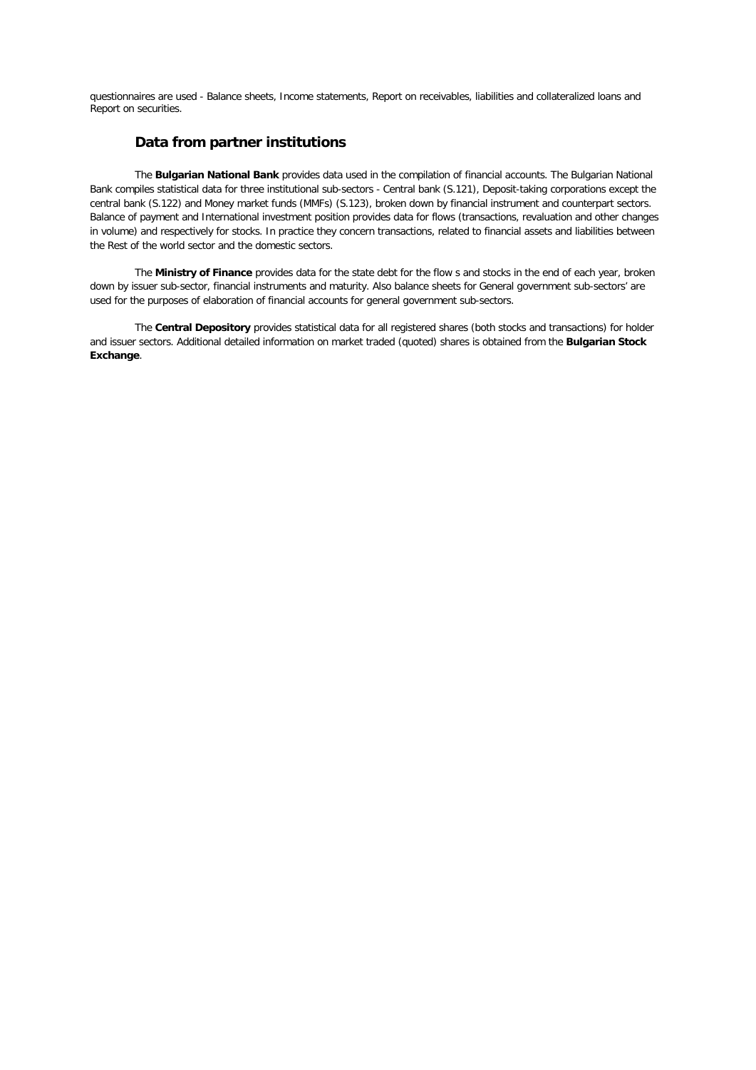questionnaires are used - Balance sheets, Income statements, Report on receivables, liabilities and collateralized loans and Report on securities.

## Data from partner institutions

The **Bulgarian National Bank** provides data used in the compilation of financial accounts. The Bulgarian National Bank compiles statistical data for three institutional sub-sectors - Central bank (S.121), Deposit-taking corporations except the central bank (S.122) and Money market funds (MMFs) (S.123), broken down by financial instrument and counterpart sectors. Balance of payment and International investment position provides data for flows (transactions, revaluation and other changes in volume) and respectively for stocks. In practice they concern transactions, related to financial assets and liabilities between the Rest of the world sector and the domestic sectors.

The **Ministry of Finance** provides data for the state debt for the flow s and stocks in the end of each year, broken down by issuer sub-sector, financial instruments and maturity. Also balance sheets for General government sub-sectors' are used for the purposes of elaboration of financial accounts for general government sub-sectors.

The **Central Depository** provides statistical data for all registered shares (both stocks and transactions) for holder and issuer sectors. Additional detailed information on market traded (quoted) shares is obtained from the **Bulgarian Stock Exchange**.